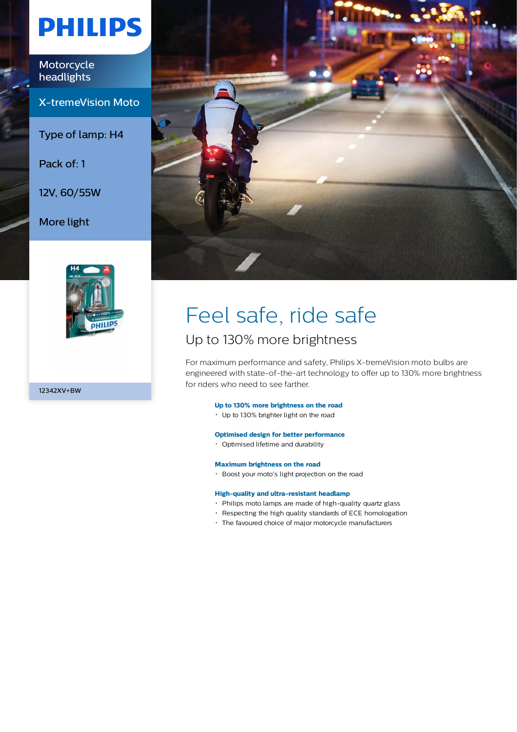PHILIPS

Motorcycle headlights

X-tremeVision Moto

Type of lamp: H4

Pack of: 1

12V, 60/55W

More light

12342XV+BW

# Feel safe, ride safe

## Up to 130% more brightness

For maximum performance and safety, Philips X-tremeVision moto bulbs are engineered with state-of-the-art technology to offer up to 130% more brightness for riders who need to see farther.

**Up to 130% more brightness on the road**

- Up to 130% brighter light on the road

**Optimised design for better performance**

- Optimised lifetime and durability

**Maximum brightness on the road**

- Boost your moto's light projection on the road

**High-quality and ultra-resistant headlamp**

- Philips moto lamps are made of high-quality quartz glass
- Respecting the high quality standards of ECE homologation
- The favoured choice of major motorcycle manufacturers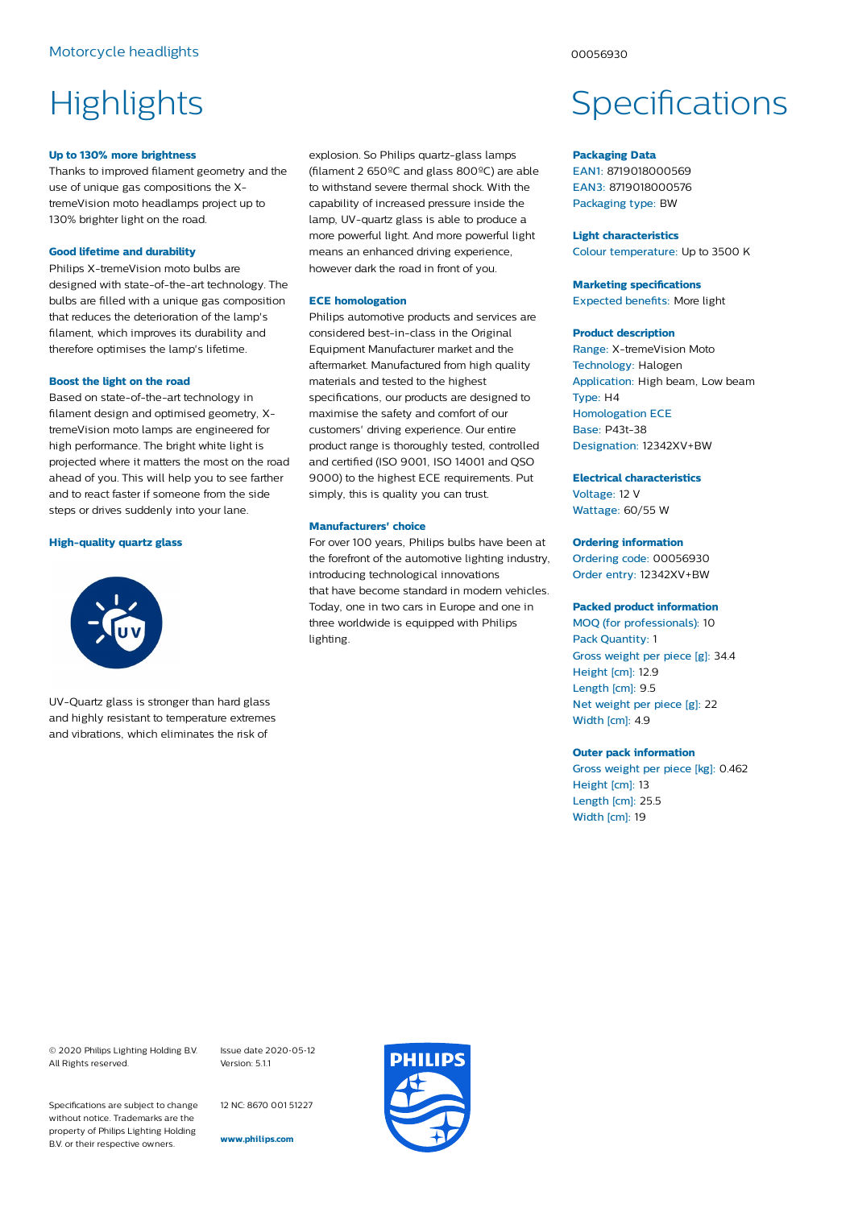Motorcycle headlights

# Highlights

### Up to 130% more brightness

Thanks to improved filament geometry and the use of unique gas compositions the X-tremeVision moto headlamps project up to 130% brighter light on the road.

### Good lifetime and durability

Philips X-tremeVision moto bulbs are designed with state-of-the-art technology. The bulbs are filled with a unique gas composition that reduces the deterioration of the lamp's filament, which improves its durability and therefore optimises the lamp's lifetime.

### Boost the light on the road

Based on state-of-the-art technology in filament design and optimised geometry, X-tremeVision moto lamps are engineered for high performance. The bright white light is projected where it matters the most on the road ahead of you. This will help you to see farther and to react faster if someone from the side steps or drives suddenly into your lane.

### High-quality quartz glass

UV-Quartz glass is stronger than hard glass and highly resistant to temperature extremes and vibrations, which eliminates the risk of explosion. So Philips quartz-glass lamps (filament 2 650ºC and glass 800ºC) are able to withstand severe thermal shock. With the capability of increased pressure inside the lamp, UV-quartz glass is able to produce a more powerful light. And more powerful light means an enhanced driving experience, however dark the road in front of you.

### ECE homologation

Philips automotive products and services are considered best-in-class in the Original Equipment Manufacturer market and the aftermarket. Manufactured from high quality materials and tested to the highest specifications, our products are designed to maximise the safety and comfort of our customers' driving experience. Our entire product range is thoroughly tested, controlled and certified (ISO 9001, ISO 14001 and QSO 9000) to the highest ECE requirements. Put simply, this is quality you can trust.

### Manufacturers' choice

For over 100 years, Philips bulbs have been at the forefront of the automotive lighting industry, introducing technological innovations that have become standard in modern vehicles. Today, one in two cars in Europe and one in three worldwide is equipped with Philips lighting.

00056930

# Specifications

### Packaging Data

- EAN1: 8719018000569
- EAN3: 8719018000576
- Packaging type: BW

### Light characteristics

- Colour temperature: Up to 3500 K

### Marketing specifications

- Expected benefits: More light

### Product description

- Range: X-tremeVision Moto
- Technology: Halogen
- Application: High beam, Low beam
- Type: H4
- Homologation ECE
- Base: P43t-38
- Designation: 12342XV+BW

### Electrical characteristics

- Voltage: 12 V
- Wattage: 60/55 W

### Ordering information

- Ordering code: 00056930
- Order entry: 12342XV+BW

### Packed product information

- MOQ (for professionals): 10
- Pack Quantity: 1
- Gross weight per piece [g]: 34.4
- Height [cm]: 12.9
- Length [cm]: 9.5
- Net weight per piece [g]: 22
- Width [cm]: 4.9

### Outer pack information

- Gross weight per piece [kg]: 0.462
- Height [cm]: 13
- Length [cm]: 25.5
- Width [cm]: 19

© 2020 Philips Lighting Holding B.V. All Rights reserved.

Specifications are subject to change without notice. Trademarks are the property of Philips Lighting Holding B.V. or their respective owners.

Issue date 2020-05-12
Version: 5.1.1

12 NC: 8670 001 51227

www.philips.com